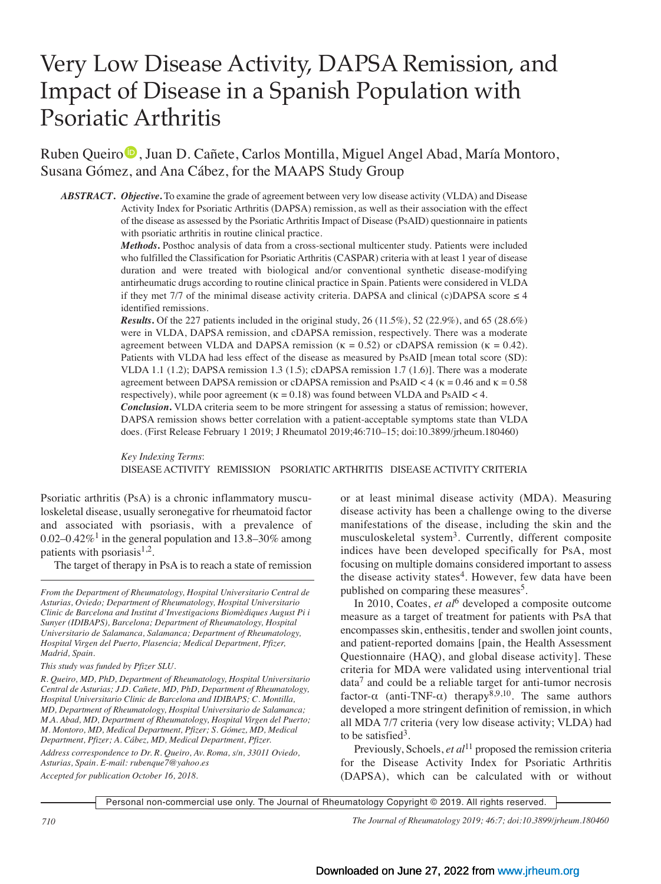# Very Low Disease Activity, DAPSA Remission, and Impact of Disease in a Spanish Population with Psoriatic Arthritis

Ruben Queiro, Juan D. Cañete, Carlos Montilla, Miguel Angel Abad, María Montoro, Susana Gómez, and Ana Cábez, for the MAAPS Study Group

***ABSTRACT. Objective.*** To examine the grade of agreement between very low disease activity (VLDA) and Disease Activity Index for Psoriatic Arthritis (DAPSA) remission, as well as their association with the effect of the disease as assessed by the Psoriatic Arthritis Impact of Disease (PsAID) questionnaire in patients with psoriatic arthritis in routine clinical practice.

***Methods.*** Posthoc analysis of data from a cross-sectional multicenter study. Patients were included who fulfilled the Classification for Psoriatic Arthritis (CASPAR) criteria with at least 1 year of disease duration and were treated with biological and/or conventional synthetic disease-modifying antirheumatic drugs according to routine clinical practice in Spain. Patients were considered in VLDA if they met 7/7 of the minimal disease activity criteria. DAPSA and clinical (c)DAPSA score ≤ 4 identified remissions.

***Results.*** Of the 227 patients included in the original study, 26 (11.5%), 52 (22.9%), and 65 (28.6%) were in VLDA, DAPSA remission, and cDAPSA remission, respectively. There was a moderate agreement between VLDA and DAPSA remission (κ = 0.52) or cDAPSA remission (κ = 0.42). Patients with VLDA had less effect of the disease as measured by PsAID [mean total score (SD): VLDA 1.1 (1.2); DAPSA remission 1.3 (1.5); cDAPSA remission 1.7 (1.6)]. There was a moderate agreement between DAPSA remission or cDAPSA remission and PsAID < 4 (κ = 0.46 and κ = 0.58 respectively), while poor agreement (κ = 0.18) was found between VLDA and PsAID < 4.

***Conclusion.*** VLDA criteria seem to be more stringent for assessing a status of remission; however, DAPSA remission shows better correlation with a patient-acceptable symptoms state than VLDA does. (First Release February 1 2019; J Rheumatol 2019;46:710–15; doi:10.3899/jrheum.180460)

*Key Indexing Terms*:
DISEASE ACTIVITY   REMISSION   PSORIATIC ARTHRITIS   DISEASE ACTIVITY CRITERIA

Psoriatic arthritis (PsA) is a chronic inflammatory musculoskeletal disease, usually seronegative for rheumatoid factor and associated with psoriasis, with a prevalence of 0.02–0.42%[1] in the general population and 13.8–30% among patients with psoriasis[1,2].

The target of therapy in PsA is to reach a state of remission or at least minimal disease activity (MDA). Measuring disease activity has been a challenge owing to the diverse manifestations of the disease, including the skin and the musculoskeletal system[3]. Currently, different composite indices have been developed specifically for PsA, most focusing on multiple domains considered important to assess the disease activity states[4]. However, few data have been published on comparing these measures[5].

In 2010, Coates, *et al*[6] developed a composite outcome measure as a target of treatment for patients with PsA that encompasses skin, enthesitis, tender and swollen joint counts, and patient-reported domains [pain, the Health Assessment Questionnaire (HAQ), and global disease activity]. These criteria for MDA were validated using interventional trial data[7] and could be a reliable target for anti-tumor necrosis factor-α (anti-TNF-α) therapy[8,9,10]. The same authors developed a more stringent definition of remission, in which all MDA 7/7 criteria (very low disease activity; VLDA) had to be satisfied[3].

Previously, Schoels, *et al*[11] proposed the remission criteria for the Disease Activity Index for Psoriatic Arthritis (DAPSA), which can be calculated with or without

*From the Department of Rheumatology, Hospital Universitario Central de Asturias, Oviedo; Department of Rheumatology, Hospital Universitario Clinic de Barcelona and Institut d'Investigacions Biomèdiques August Pi i Sunyer (IDIBAPS), Barcelona; Department of Rheumatology, Hospital Universitario de Salamanca, Salamanca; Department of Rheumatology, Hospital Virgen del Puerto, Plasencia; Medical Department, Pfizer, Madrid, Spain.*

*This study was funded by Pfizer SLU.*

*R. Queiro, MD, PhD, Department of Rheumatology, Hospital Universitario Central de Asturias; J.D. Cañete, MD, PhD, Department of Rheumatology, Hospital Universitario Clinic de Barcelona and IDIBAPS; C. Montilla, MD, Department of Rheumatology, Hospital Universitario de Salamanca; M.A. Abad, MD, Department of Rheumatology, Hospital Virgen del Puerto; M. Montoro, MD, Medical Department, Pfizer; S. Gómez, MD, Medical Department, Pfizer; A. Cábez, MD, Medical Department, Pfizer.*

*Address correspondence to Dr. R. Queiro, Av. Roma, s/n, 33011 Oviedo, Asturias, Spain. E-mail: rubenque7@yahoo.es*

*Accepted for publication October 16, 2018.*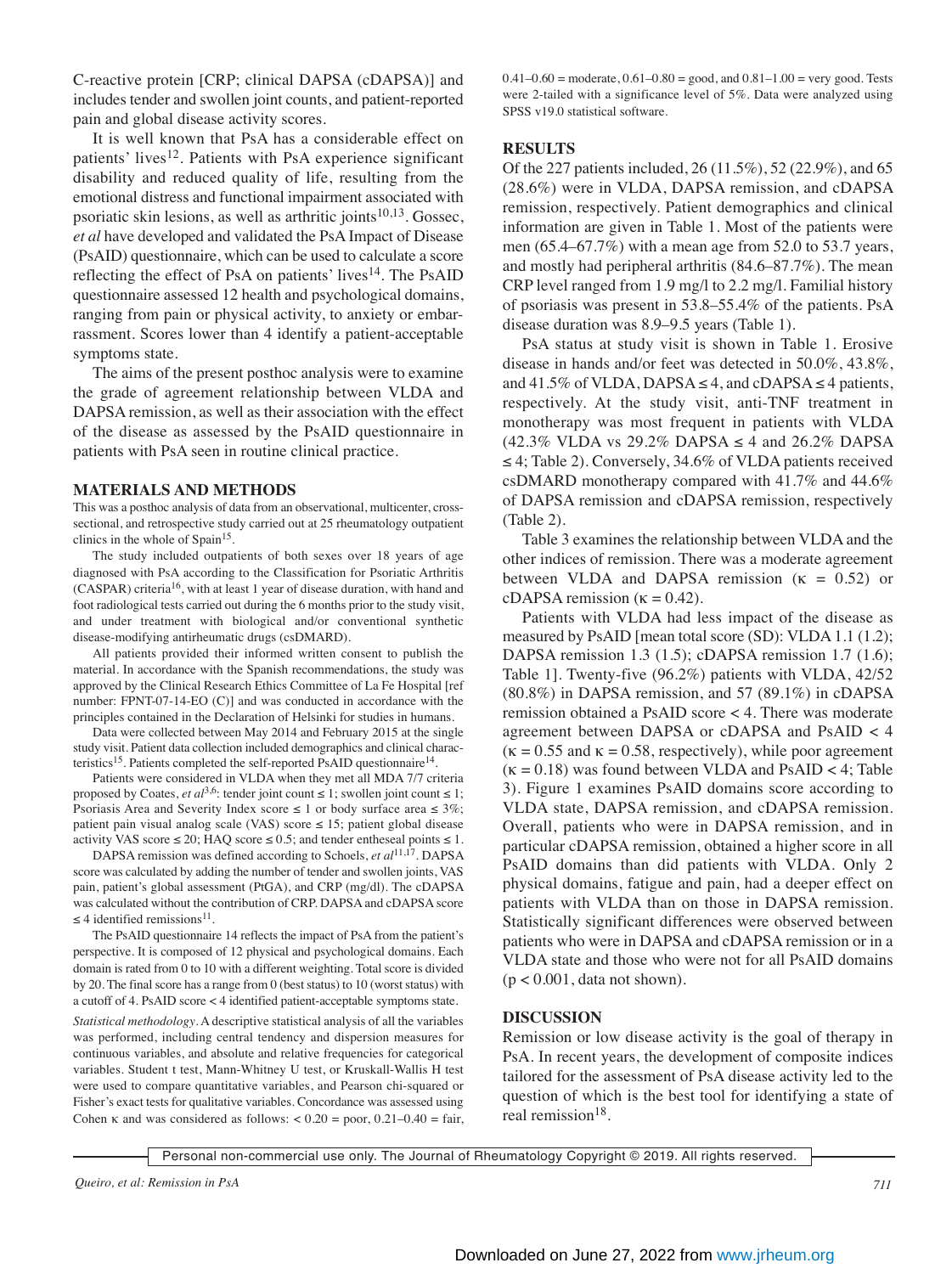C-reactive protein [CRP; clinical DAPSA (cDAPSA)] and includes tender and swollen joint counts, and patient-reported pain and global disease activity scores.

It is well known that PsA has a considerable effect on patients' lives[12]. Patients with PsA experience significant disability and reduced quality of life, resulting from the emotional distress and functional impairment associated with psoriatic skin lesions, as well as arthritic joints[10,13]. Gossec, *et al* have developed and validated the PsA Impact of Disease (PsAID) questionnaire, which can be used to calculate a score reflecting the effect of PsA on patients' lives[14]. The PsAID questionnaire assessed 12 health and psychological domains, ranging from pain or physical activity, to anxiety or embarrassment. Scores lower than 4 identify a patient-acceptable symptoms state.

The aims of the present posthoc analysis were to examine the grade of agreement relationship between VLDA and DAPSA remission, as well as their association with the effect of the disease as assessed by the PsAID questionnaire in patients with PsA seen in routine clinical practice.

## MATERIALS AND METHODS

This was a posthoc analysis of data from an observational, multicenter, cross-sectional, and retrospective study carried out at 25 rheumatology outpatient clinics in the whole of Spain[15].

The study included outpatients of both sexes over 18 years of age diagnosed with PsA according to the Classification for Psoriatic Arthritis (CASPAR) criteria[16], with at least 1 year of disease duration, with hand and foot radiological tests carried out during the 6 months prior to the study visit, and under treatment with biological and/or conventional synthetic disease-modifying antirheumatic drugs (csDMARD).

All patients provided their informed written consent to publish the material. In accordance with the Spanish recommendations, the study was approved by the Clinical Research Ethics Committee of La Fe Hospital [ref number: FPNT-07-14-EO (C)] and was conducted in accordance with the principles contained in the Declaration of Helsinki for studies in humans.

Data were collected between May 2014 and February 2015 at the single study visit. Patient data collection included demographics and clinical characteristics[15]. Patients completed the self-reported PsAID questionnaire[14].

Patients were considered in VLDA when they met all MDA 7/7 criteria proposed by Coates, *et al*[3,6]: tender joint count ≤ 1; swollen joint count ≤ 1; Psoriasis Area and Severity Index score ≤ 1 or body surface area ≤ 3%; patient pain visual analog scale (VAS) score ≤ 15; patient global disease activity VAS score ≤ 20; HAQ score ≤ 0.5; and tender entheseal points ≤ 1.

DAPSA remission was defined according to Schoels, *et al*[11,17]. DAPSA score was calculated by adding the number of tender and swollen joints, VAS pain, patient's global assessment (PtGA), and CRP (mg/dl). The cDAPSA was calculated without the contribution of CRP. DAPSA and cDAPSA score ≤ 4 identified remissions[11].

The PsAID questionnaire 14 reflects the impact of PsA from the patient's perspective. It is composed of 12 physical and psychological domains. Each domain is rated from 0 to 10 with a different weighting. Total score is divided by 20. The final score has a range from 0 (best status) to 10 (worst status) with a cutoff of 4. PsAID score < 4 identified patient-acceptable symptoms state.

*Statistical methodology.* A descriptive statistical analysis of all the variables was performed, including central tendency and dispersion measures for continuous variables, and absolute and relative frequencies for categorical variables. Student t test, Mann-Whitney U test, or Kruskall-Wallis H test were used to compare quantitative variables, and Pearson chi-squared or Fisher's exact tests for qualitative variables. Concordance was assessed using Cohen κ and was considered as follows: < 0.20 = poor, 0.21–0.40 = fair, 0.41–0.60 = moderate, 0.61–0.80 = good, and 0.81–1.00 = very good. Tests were 2-tailed with a significance level of 5%. Data were analyzed using SPSS v19.0 statistical software.

## RESULTS

Of the 227 patients included, 26 (11.5%), 52 (22.9%), and 65 (28.6%) were in VLDA, DAPSA remission, and cDAPSA remission, respectively. Patient demographics and clinical information are given in Table 1. Most of the patients were men (65.4–67.7%) with a mean age from 52.0 to 53.7 years, and mostly had peripheral arthritis (84.6–87.7%). The mean CRP level ranged from 1.9 mg/l to 2.2 mg/l. Familial history of psoriasis was present in 53.8–55.4% of the patients. PsA disease duration was 8.9–9.5 years (Table 1).

PsA status at study visit is shown in Table 1. Erosive disease in hands and/or feet was detected in 50.0%, 43.8%, and 41.5% of VLDA, DAPSA ≤ 4, and cDAPSA ≤ 4 patients, respectively. At the study visit, anti-TNF treatment in monotherapy was most frequent in patients with VLDA (42.3% VLDA vs 29.2% DAPSA ≤ 4 and 26.2% DAPSA ≤ 4; Table 2). Conversely, 34.6% of VLDA patients received csDMARD monotherapy compared with 41.7% and 44.6% of DAPSA remission and cDAPSA remission, respectively (Table 2).

Table 3 examines the relationship between VLDA and the other indices of remission. There was a moderate agreement between VLDA and DAPSA remission (κ = 0.52) or cDAPSA remission (κ = 0.42).

Patients with VLDA had less impact of the disease as measured by PsAID [mean total score (SD): VLDA 1.1 (1.2); DAPSA remission 1.3 (1.5); cDAPSA remission 1.7 (1.6); Table 1]. Twenty-five (96.2%) patients with VLDA, 42/52 (80.8%) in DAPSA remission, and 57 (89.1%) in cDAPSA remission obtained a PsAID score < 4. There was moderate agreement between DAPSA or cDAPSA and PsAID < 4 (κ = 0.55 and κ = 0.58, respectively), while poor agreement (κ = 0.18) was found between VLDA and PsAID < 4; Table 3). Figure 1 examines PsAID domains score according to VLDA state, DAPSA remission, and cDAPSA remission. Overall, patients who were in DAPSA remission, and in particular cDAPSA remission, obtained a higher score in all PsAID domains than did patients with VLDA. Only 2 physical domains, fatigue and pain, had a deeper effect on patients with VLDA than on those in DAPSA remission. Statistically significant differences were observed between patients who were in DAPSA and cDAPSA remission or in a VLDA state and those who were not for all PsAID domains ($p < 0.001$, data not shown).

## DISCUSSION

Remission or low disease activity is the goal of therapy in PsA. In recent years, the development of composite indices tailored for the assessment of PsA disease activity led to the question of which is the best tool for identifying a state of real remission[18].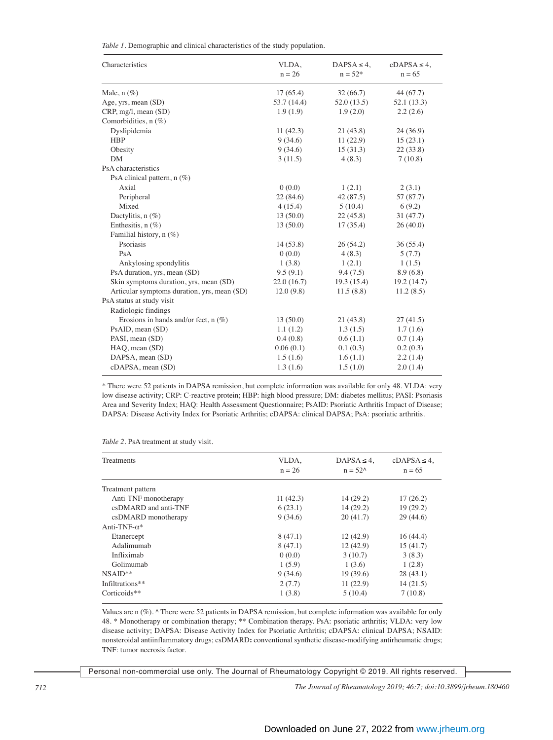*Table 1*. Demographic and clinical characteristics of the study population.

| Characteristics | VLDA, n = 26 | DAPSA ≤ 4, n = 52* | cDAPSA ≤ 4, n = 65 |
|---|---|---|---|
| Male, n (%) | 17 (65.4) | 32 (66.7) | 44 (67.7) |
| Age, yrs, mean (SD) | 53.7 (14.4) | 52.0 (13.5) | 52.1 (13.3) |
| CRP, mg/l, mean (SD) | 1.9 (1.9) | 1.9 (2.0) | 2.2 (2.6) |
| Comorbidities, n (%) | | | |
| Dyslipidemia | 11 (42.3) | 21 (43.8) | 24 (36.9) |
| HBP | 9 (34.6) | 11 (22.9) | 15 (23.1) |
| Obesity | 9 (34.6) | 15 (31.3) | 22 (33.8) |
| DM | 3 (11.5) | 4 (8.3) | 7 (10.8) |
| PsA characteristics | | | |
| PsA clinical pattern, n (%) | | | |
| Axial | 0 (0.0) | 1 (2.1) | 2 (3.1) |
| Peripheral | 22 (84.6) | 42 (87.5) | 57 (87.7) |
| Mixed | 4 (15.4) | 5 (10.4) | 6 (9.2) |
| Dactylitis, n (%) | 13 (50.0) | 22 (45.8) | 31 (47.7) |
| Enthesitis, n (%) | 13 (50.0) | 17 (35.4) | 26 (40.0) |
| Familial history, n (%) | | | |
| Psoriasis | 14 (53.8) | 26 (54.2) | 36 (55.4) |
| PsA | 0 (0.0) | 4 (8.3) | 5 (7.7) |
| Ankylosing spondylitis | 1 (3.8) | 1 (2.1) | 1 (1.5) |
| PsA duration, yrs, mean (SD) | 9.5 (9.1) | 9.4 (7.5) | 8.9 (6.8) |
| Skin symptoms duration, yrs, mean (SD) | 22.0 (16.7) | 19.3 (15.4) | 19.2 (14.7) |
| Articular symptoms duration, yrs, mean (SD) | 12.0 (9.8) | 11.5 (8.8) | 11.2 (8.5) |
| PsA status at study visit | | | |
| Radiologic findings | | | |
| Erosions in hands and/or feet, n (%) | 13 (50.0) | 21 (43.8) | 27 (41.5) |
| PsAID, mean (SD) | 1.1 (1.2) | 1.3 (1.5) | 1.7 (1.6) |
| PASI, mean (SD) | 0.4 (0.8) | 0.6 (1.1) | 0.7 (1.4) |
| HAQ, mean (SD) | 0.06 (0.1) | 0.1 (0.3) | 0.2 (0.3) |
| DAPSA, mean (SD) | 1.5 (1.6) | 1.6 (1.1) | 2.2 (1.4) |
| cDAPSA, mean (SD) | 1.3 (1.6) | 1.5 (1.0) | 2.0 (1.4) |

\* There were 52 patients in DAPSA remission, but complete information was available for only 48. VLDA: very low disease activity; CRP: C-reactive protein; HBP: high blood pressure; DM: diabetes mellitus; PASI: Psoriasis Area and Severity Index; HAQ: Health Assessment Questionnaire; PsAID: Psoriatic Arthritis Impact of Disease; DAPSA: Disease Activity Index for Psoriatic Arthritis; cDAPSA: clinical DAPSA; PsA: psoriatic arthritis.

*Table 2*. PsA treatment at study visit.

| Treatments | VLDA, n = 26 | DAPSA ≤ 4, n = 52^ | cDAPSA ≤ 4, n = 65 |
|---|---|---|---|
| Treatment pattern | | | |
| Anti-TNF monotherapy | 11 (42.3) | 14 (29.2) | 17 (26.2) |
| csDMARD and anti-TNF | 6 (23.1) | 14 (29.2) | 19 (29.2) |
| csDMARD monotherapy | 9 (34.6) | 20 (41.7) | 29 (44.6) |
| Anti-TNF-α* | | | |
| Etanercept | 8 (47.1) | 12 (42.9) | 16 (44.4) |
| Adalimumab | 8 (47.1) | 12 (42.9) | 15 (41.7) |
| Infliximab | 0 (0.0) | 3 (10.7) | 3 (8.3) |
| Golimumab | 1 (5.9) | 1 (3.6) | 1 (2.8) |
| NSAID** | 9 (34.6) | 19 (39.6) | 28 (43.1) |
| Infiltrations** | 2 (7.7) | 11 (22.9) | 14 (21.5) |
| Corticoids** | 1 (3.8) | 5 (10.4) | 7 (10.8) |

Values are n (%). ^ There were 52 patients in DAPSA remission, but complete information was available for only 48. * Monotherapy or combination therapy; ** Combination therapy. PsA: psoriatic arthritis; VLDA: very low disease activity; DAPSA: Disease Activity Index for Psoriatic Arthritis; cDAPSA: clinical DAPSA; NSAID: nonsteroidal antiinflammatory drugs; csDMARD**:** conventional synthetic disease-modifying antirheumatic drugs; TNF: tumor necrosis factor.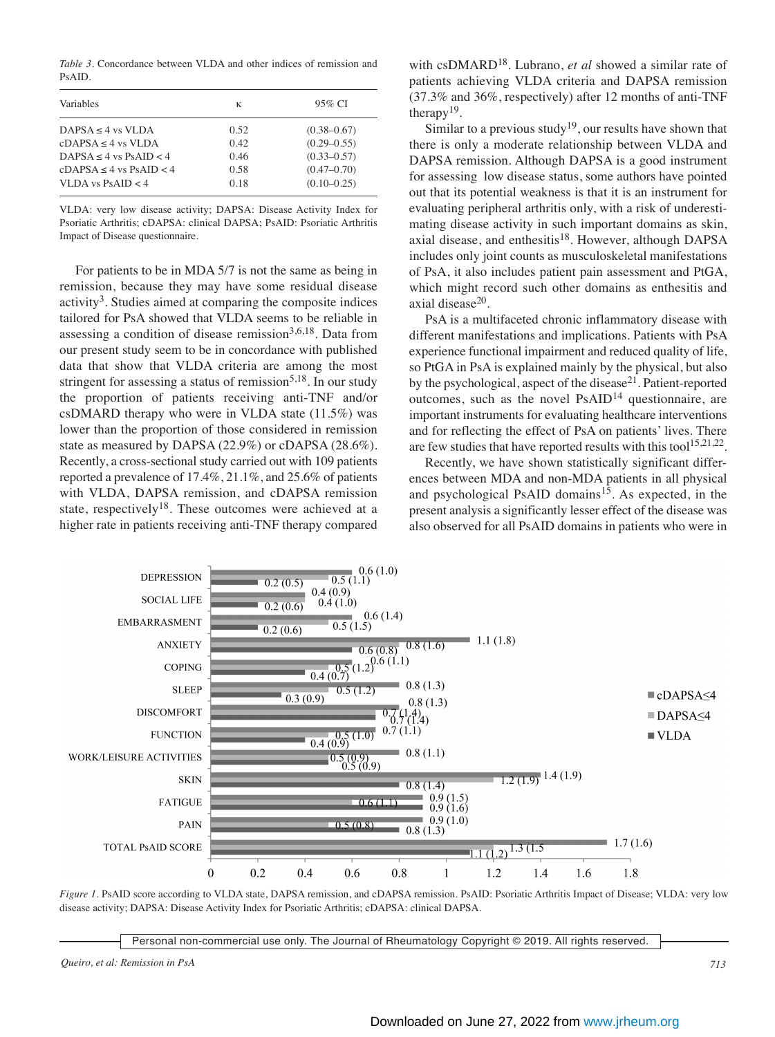*Table 3*. Concordance between VLDA and other indices of remission and PsAID.

| Variables | κ | 95% CI |
|---|---|---|
| DAPSA ≤ 4 vs VLDA | 0.52 | (0.38–0.67) |
| cDAPSA ≤ 4 vs VLDA | 0.42 | (0.29–0.55) |
| DAPSA ≤ 4 vs PsAID < 4 | 0.46 | (0.33–0.57) |
| cDAPSA ≤ 4 vs PsAID < 4 | 0.58 | (0.47–0.70) |
| VLDA vs PsAID < 4 | 0.18 | (0.10–0.25) |

VLDA: very low disease activity; DAPSA: Disease Activity Index for Psoriatic Arthritis; cDAPSA: clinical DAPSA; PsAID: Psoriatic Arthritis Impact of Disease questionnaire.

For patients to be in MDA 5/7 is not the same as being in remission, because they may have some residual disease activity[3]. Studies aimed at comparing the composite indices tailored for PsA showed that VLDA seems to be reliable in assessing a condition of disease remission[3,6,18]. Data from our present study seem to be in concordance with published data that show that VLDA criteria are among the most stringent for assessing a status of remission[5,18]. In our study the proportion of patients receiving anti-TNF and/or csDMARD therapy who were in VLDA state (11.5%) was lower than the proportion of those considered in remission state as measured by DAPSA (22.9%) or cDAPSA (28.6%). Recently, a cross-sectional study carried out with 109 patients reported a prevalence of 17.4%, 21.1%, and 25.6% of patients with VLDA, DAPSA remission, and cDAPSA remission state, respectively[18]. These outcomes were achieved at a higher rate in patients receiving anti-TNF therapy compared with csDMARD[18]. Lubrano, *et al* showed a similar rate of patients achieving VLDA criteria and DAPSA remission (37.3% and 36%, respectively) after 12 months of anti-TNF therapy[19].

Similar to a previous study[19], our results have shown that there is only a moderate relationship between VLDA and DAPSA remission. Although DAPSA is a good instrument for assessing low disease status, some authors have pointed out that its potential weakness is that it is an instrument for evaluating peripheral arthritis only, with a risk of underestimating disease activity in such important domains as skin, axial disease, and enthesitis[18]. However, although DAPSA includes only joint counts as musculoskeletal manifestations of PsA, it also includes patient pain assessment and PtGA, which might record such other domains as enthesitis and axial disease[20].

PsA is a multifaceted chronic inflammatory disease with different manifestations and implications. Patients with PsA experience functional impairment and reduced quality of life, so PtGA in PsA is explained mainly by the physical, but also by the psychological, aspect of the disease[21]. Patient-reported outcomes, such as the novel PsAID[14] questionnaire, are important instruments for evaluating healthcare interventions and for reflecting the effect of PsA on patients' lives. There are few studies that have reported results with this tool[15,21,22].

Recently, we have shown statistically significant differences between MDA and non-MDA patients in all physical and psychological PsAID domains[15]. As expected, in the present analysis a significantly lesser effect of the disease was also observed for all PsAID domains in patients who were in

*Figure 1*. PsAID score according to VLDA state, DAPSA remission, and cDAPSA remission. PsAID: Psoriatic Arthritis Impact of Disease; VLDA: very low disease activity; DAPSA: Disease Activity Index for Psoriatic Arthritis; cDAPSA: clinical DAPSA.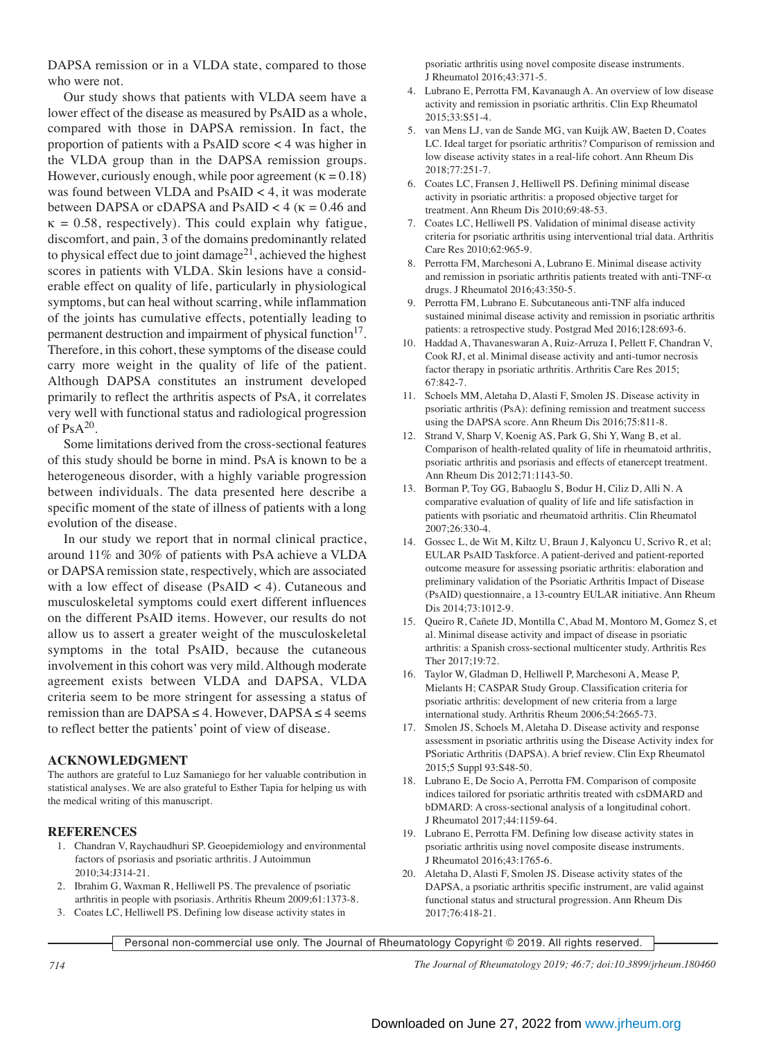DAPSA remission or in a VLDA state, compared to those who were not.

Our study shows that patients with VLDA seem have a lower effect of the disease as measured by PsAID as a whole, compared with those in DAPSA remission. In fact, the proportion of patients with a PsAID score < 4 was higher in the VLDA group than in the DAPSA remission groups. However, curiously enough, while poor agreement ($\kappa = 0.18$) was found between VLDA and PsAID < 4, it was moderate between DAPSA or cDAPSA and PsAID < 4 ($\kappa = 0.46$ and $\kappa = 0.58$, respectively). This could explain why fatigue, discomfort, and pain, 3 of the domains predominantly related to physical effect due to joint damage[21], achieved the highest scores in patients with VLDA. Skin lesions have a considerable effect on quality of life, particularly in physiological symptoms, but can heal without scarring, while inflammation of the joints has cumulative effects, potentially leading to permanent destruction and impairment of physical function[17]. Therefore, in this cohort, these symptoms of the disease could carry more weight in the quality of life of the patient. Although DAPSA constitutes an instrument developed primarily to reflect the arthritis aspects of PsA, it correlates very well with functional status and radiological progression of PsA[20].

Some limitations derived from the cross-sectional features of this study should be borne in mind. PsA is known to be a heterogeneous disorder, with a highly variable progression between individuals. The data presented here describe a specific moment of the state of illness of patients with a long evolution of the disease.

In our study we report that in normal clinical practice, around 11% and 30% of patients with PsA achieve a VLDA or DAPSA remission state, respectively, which are associated with a low effect of disease (PsAID < 4). Cutaneous and musculoskeletal symptoms could exert different influences on the different PsAID items. However, our results do not allow us to assert a greater weight of the musculoskeletal symptoms in the total PsAID, because the cutaneous involvement in this cohort was very mild. Although moderate agreement exists between VLDA and DAPSA, VLDA criteria seem to be more stringent for assessing a status of remission than are DAPSA ≤ 4. However, DAPSA ≤ 4 seems to reflect better the patients' point of view of disease.

## ACKNOWLEDGMENT

The authors are grateful to Luz Samaniego for her valuable contribution in statistical analyses. We are also grateful to Esther Tapia for helping us with the medical writing of this manuscript.

## REFERENCES

1. Chandran V, Raychaudhuri SP. Geoepidemiology and environmental factors of psoriasis and psoriatic arthritis. J Autoimmun 2010;34:J314-21.
2. Ibrahim G, Waxman R, Helliwell PS. The prevalence of psoriatic arthritis in people with psoriasis. Arthritis Rheum 2009;61:1373-8.
3. Coates LC, Helliwell PS. Defining low disease activity states in psoriatic arthritis using novel composite disease instruments. J Rheumatol 2016;43:371-5.
4. Lubrano E, Perrotta FM, Kavanaugh A. An overview of low disease activity and remission in psoriatic arthritis. Clin Exp Rheumatol 2015;33:S51-4.
5. van Mens LJ, van de Sande MG, van Kuijk AW, Baeten D, Coates LC. Ideal target for psoriatic arthritis? Comparison of remission and low disease activity states in a real-life cohort. Ann Rheum Dis 2018;77:251-7.
6. Coates LC, Fransen J, Helliwell PS. Defining minimal disease activity in psoriatic arthritis: a proposed objective target for treatment. Ann Rheum Dis 2010;69:48-53.
7. Coates LC, Helliwell PS. Validation of minimal disease activity criteria for psoriatic arthritis using interventional trial data. Arthritis Care Res 2010;62:965-9.
8. Perrotta FM, Marchesoni A, Lubrano E. Minimal disease activity and remission in psoriatic arthritis patients treated with anti-TNF-α drugs. J Rheumatol 2016;43:350-5.
9. Perrotta FM, Lubrano E. Subcutaneous anti-TNF alfa induced sustained minimal disease activity and remission in psoriatic arthritis patients: a retrospective study. Postgrad Med 2016;128:693-6.
10. Haddad A, Thavaneswaran A, Ruiz-Arruza I, Pellett F, Chandran V, Cook RJ, et al. Minimal disease activity and anti-tumor necrosis factor therapy in psoriatic arthritis. Arthritis Care Res 2015; 67:842-7.
11. Schoels MM, Aletaha D, Alasti F, Smolen JS. Disease activity in psoriatic arthritis (PsA): defining remission and treatment success using the DAPSA score. Ann Rheum Dis 2016;75:811-8.
12. Strand V, Sharp V, Koenig AS, Park G, Shi Y, Wang B, et al. Comparison of health-related quality of life in rheumatoid arthritis, psoriatic arthritis and psoriasis and effects of etanercept treatment. Ann Rheum Dis 2012;71:1143-50.
13. Borman P, Toy GG, Babaoglu S, Bodur H, Ciliz D, Alli N. A comparative evaluation of quality of life and life satisfaction in patients with psoriatic and rheumatoid arthritis. Clin Rheumatol 2007;26:330-4.
14. Gossec L, de Wit M, Kiltz U, Braun J, Kalyoncu U, Scrivo R, et al; EULAR PsAID Taskforce. A patient-derived and patient-reported outcome measure for assessing psoriatic arthritis: elaboration and preliminary validation of the Psoriatic Arthritis Impact of Disease (PsAID) questionnaire, a 13-country EULAR initiative. Ann Rheum Dis 2014;73:1012-9.
15. Queiro R, Cañete JD, Montilla C, Abad M, Montoro M, Gomez S, et al. Minimal disease activity and impact of disease in psoriatic arthritis: a Spanish cross-sectional multicenter study. Arthritis Res Ther 2017;19:72.
16. Taylor W, Gladman D, Helliwell P, Marchesoni A, Mease P, Mielants H; CASPAR Study Group. Classification criteria for psoriatic arthritis: development of new criteria from a large international study. Arthritis Rheum 2006;54:2665-73.
17. Smolen JS, Schoels M, Aletaha D. Disease activity and response assessment in psoriatic arthritis using the Disease Activity index for PSoriatic Arthritis (DAPSA). A brief review. Clin Exp Rheumatol 2015;5 Suppl 93:S48-50.
18. Lubrano E, De Socio A, Perrotta FM. Comparison of composite indices tailored for psoriatic arthritis treated with csDMARD and bDMARD: A cross-sectional analysis of a longitudinal cohort. J Rheumatol 2017;44:1159-64.
19. Lubrano E, Perrotta FM. Defining low disease activity states in psoriatic arthritis using novel composite disease instruments. J Rheumatol 2016;43:1765-6.
20. Aletaha D, Alasti F, Smolen JS. Disease activity states of the DAPSA, a psoriatic arthritis specific instrument, are valid against functional status and structural progression. Ann Rheum Dis 2017;76:418-21.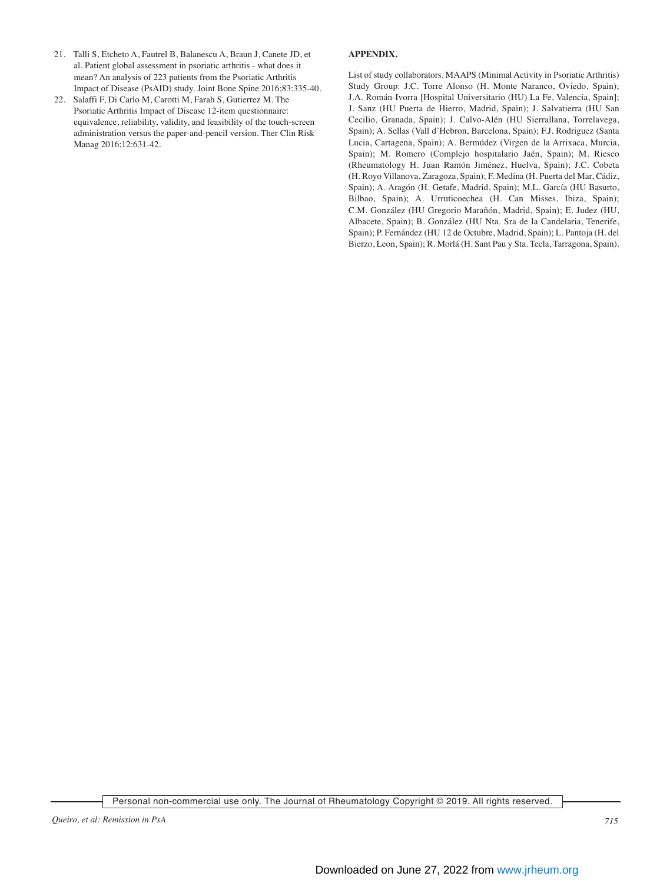21. Talli S, Etcheto A, Fautrel B, Balanescu A, Braun J, Canete JD, et al. Patient global assessment in psoriatic arthritis - what does it mean? An analysis of 223 patients from the Psoriatic Arthritis Impact of Disease (PsAID) study. Joint Bone Spine 2016;83:335-40.
22. Salaffi F, Di Carlo M, Carotti M, Farah S, Gutierrez M. The Psoriatic Arthritis Impact of Disease 12-item questionnaire: equivalence, reliability, validity, and feasibility of the touch-screen administration versus the paper-and-pencil version. Ther Clin Risk Manag 2016;12:631-42.

**APPENDIX.**

List of study collaborators. MAAPS (Minimal Activity in Psoriatic Arthritis) Study Group: J.C. Torre Alonso (H. Monte Naranco, Oviedo, Spain); J.A. Román-Ivorra [Hospital Universitario (HU) La Fe, Valencia, Spain]; J. Sanz (HU Puerta de Hierro, Madrid, Spain); J. Salvatierra (HU San Cecilio, Granada, Spain); J. Calvo-Alén (HU Sierrallana, Torrelavega, Spain); A. Sellas (Vall d'Hebron, Barcelona, Spain); F.J. Rodriguez (Santa Lucia, Cartagena, Spain); A. Bermúdez (Virgen de la Arrixaca, Murcia, Spain); M. Romero (Complejo hospitalario Jaén, Spain); M. Riesco (Rheumatology H. Juan Ramón Jiménez, Huelva, Spain); J.C. Cobeta (H. Royo Villanova, Zaragoza, Spain); F. Medina (H. Puerta del Mar, Cádiz, Spain); A. Aragón (H. Getafe, Madrid, Spain); M.L. García (HU Basurto, Bilbao, Spain); A. Urruticoechea (H. Can Misses, Ibiza, Spain); C.M. González (HU Gregorio Marañón, Madrid, Spain); E. Judez (HU, Albacete, Spain); B. González (HU Nta. Sra de la Candelaria, Tenerife, Spain); P. Fernández (HU 12 de Octubre, Madrid, Spain); L. Pantoja (H. del Bierzo, Leon, Spain); R. Morlá (H. Sant Pau y Sta. Tecla, Tarragona, Spain).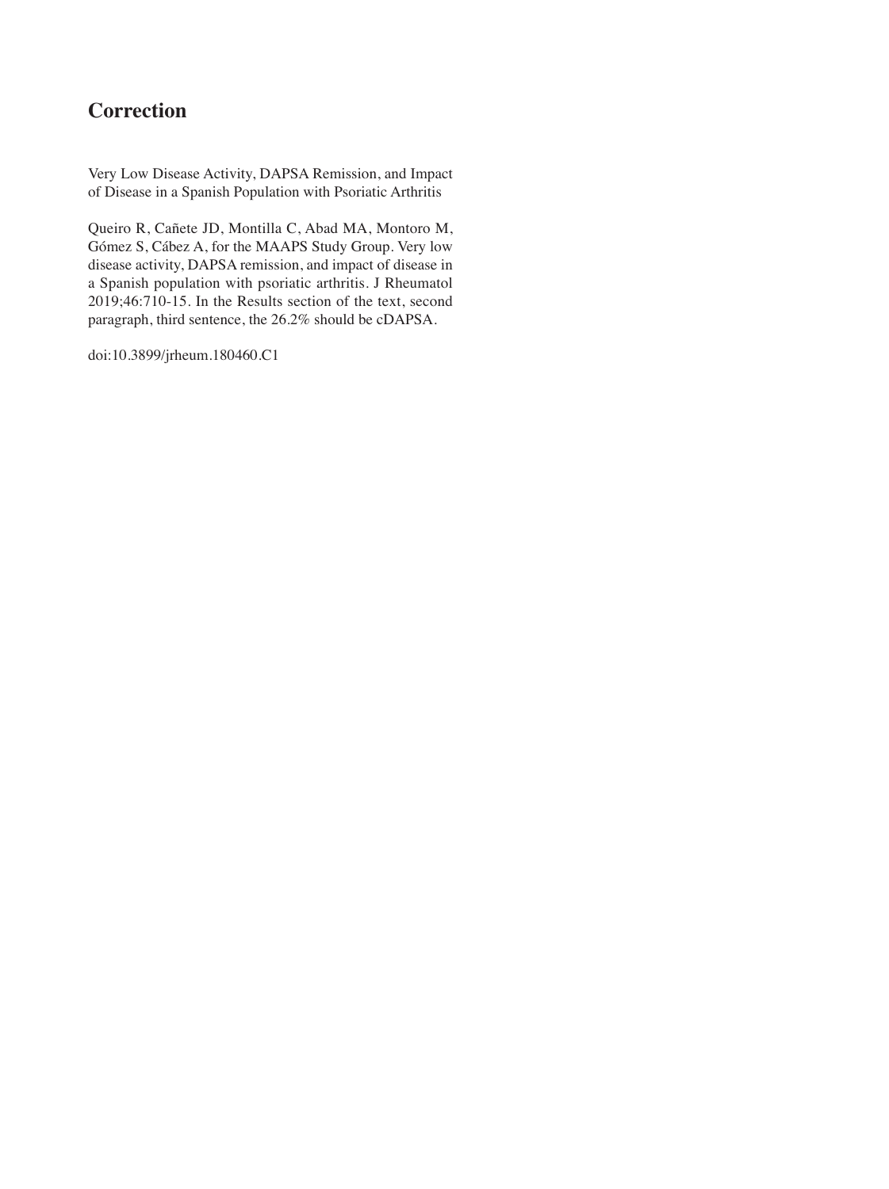# Correction

Very Low Disease Activity, DAPSA Remission, and Impact of Disease in a Spanish Population with Psoriatic Arthritis

Queiro R, Cañete JD, Montilla C, Abad MA, Montoro M, Gómez S, Cábez A, for the MAAPS Study Group. Very low disease activity, DAPSA remission, and impact of disease in a Spanish population with psoriatic arthritis. J Rheumatol 2019;46:710-15. In the Results section of the text, second paragraph, third sentence, the 26.2% should be cDAPSA.

doi:10.3899/jrheum.180460.C1